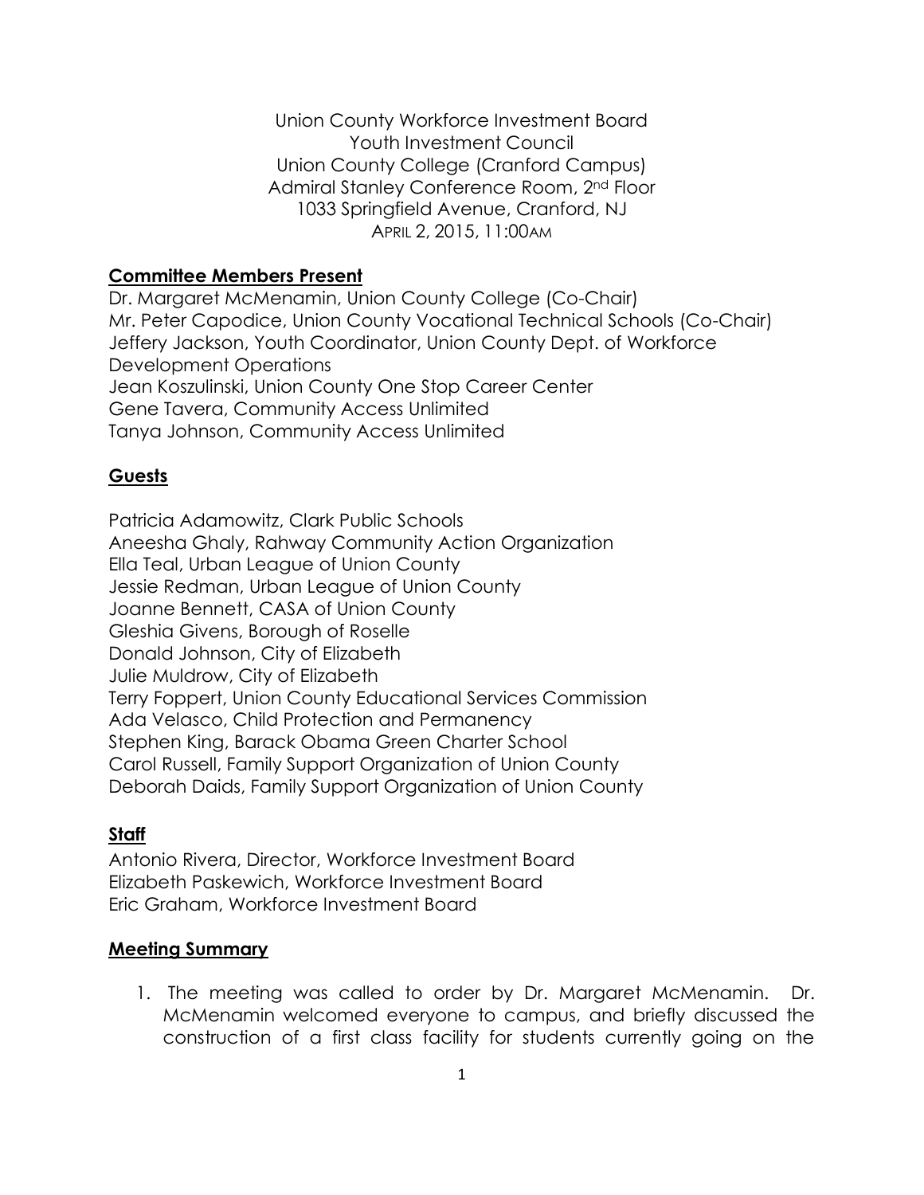Union County Workforce Investment Board
Youth Investment Council
Union County College (Cranford Campus)
Admiral Stanley Conference Room, 2nd Floor
1033 Springfield Avenue, Cranford, NJ
APRIL 2, 2015, 11:00AM

## Committee Members Present

Dr. Margaret McMenamin, Union County College (Co-Chair)
Mr. Peter Capodice, Union County Vocational Technical Schools (Co-Chair)
Jeffery Jackson, Youth Coordinator, Union County Dept. of Workforce Development Operations
Jean Koszulinski, Union County One Stop Career Center
Gene Tavera, Community Access Unlimited
Tanya Johnson, Community Access Unlimited

## Guests

Patricia Adamowitz, Clark Public Schools
Aneesha Ghaly, Rahway Community Action Organization
Ella Teal, Urban League of Union County
Jessie Redman, Urban League of Union County
Joanne Bennett, CASA of Union County
Gleshia Givens, Borough of Roselle
Donald Johnson, City of Elizabeth
Julie Muldrow, City of Elizabeth
Terry Foppert, Union County Educational Services Commission
Ada Velasco, Child Protection and Permanency
Stephen King, Barack Obama Green Charter School
Carol Russell, Family Support Organization of Union County
Deborah Daids, Family Support Organization of Union County

## Staff

Antonio Rivera, Director, Workforce Investment Board
Elizabeth Paskewich, Workforce Investment Board
Eric Graham, Workforce Investment Board

## Meeting Summary

1. The meeting was called to order by Dr. Margaret McMenamin. Dr. McMenamin welcomed everyone to campus, and briefly discussed the construction of a first class facility for students currently going on the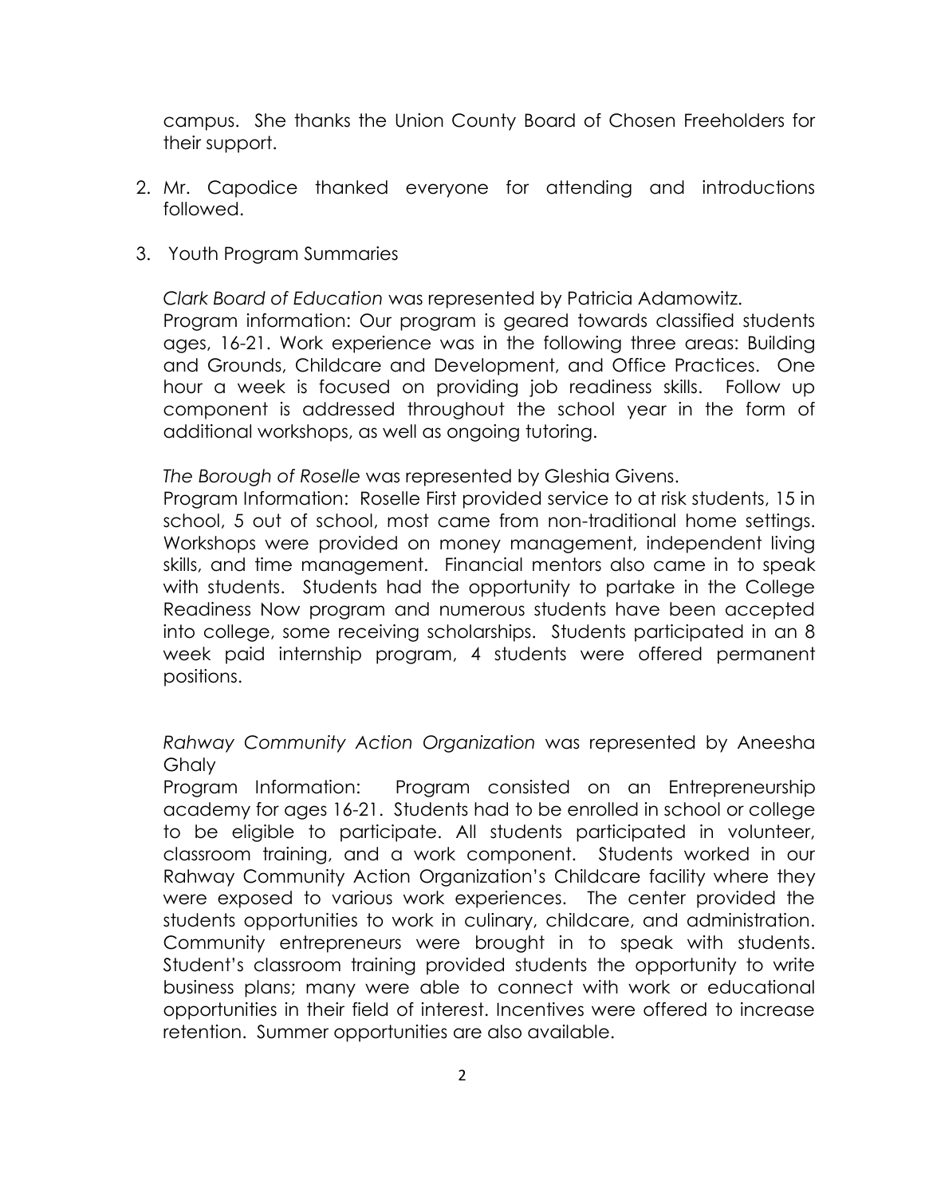campus. She thanks the Union County Board of Chosen Freeholders for their support.

2. Mr. Capodice thanked everyone for attending and introductions followed.

3. Youth Program Summaries

   *Clark Board of Education* was represented by Patricia Adamowitz.
   Program information: Our program is geared towards classified students ages, 16-21. Work experience was in the following three areas: Building and Grounds, Childcare and Development, and Office Practices. One hour a week is focused on providing job readiness skills. Follow up component is addressed throughout the school year in the form of additional workshops, as well as ongoing tutoring.

   *The Borough of Roselle* was represented by Gleshia Givens.
   Program Information: Roselle First provided service to at risk students, 15 in school, 5 out of school, most came from non-traditional home settings. Workshops were provided on money management, independent living skills, and time management. Financial mentors also came in to speak with students. Students had the opportunity to partake in the College Readiness Now program and numerous students have been accepted into college, some receiving scholarships. Students participated in an 8 week paid internship program, 4 students were offered permanent positions.

   *Rahway Community Action Organization* was represented by Aneesha Ghaly
   Program Information: Program consisted on an Entrepreneurship academy for ages 16-21. Students had to be enrolled in school or college to be eligible to participate. All students participated in volunteer, classroom training, and a work component. Students worked in our Rahway Community Action Organization's Childcare facility where they were exposed to various work experiences. The center provided the students opportunities to work in culinary, childcare, and administration. Community entrepreneurs were brought in to speak with students. Student's classroom training provided students the opportunity to write business plans; many were able to connect with work or educational opportunities in their field of interest. Incentives were offered to increase retention. Summer opportunities are also available.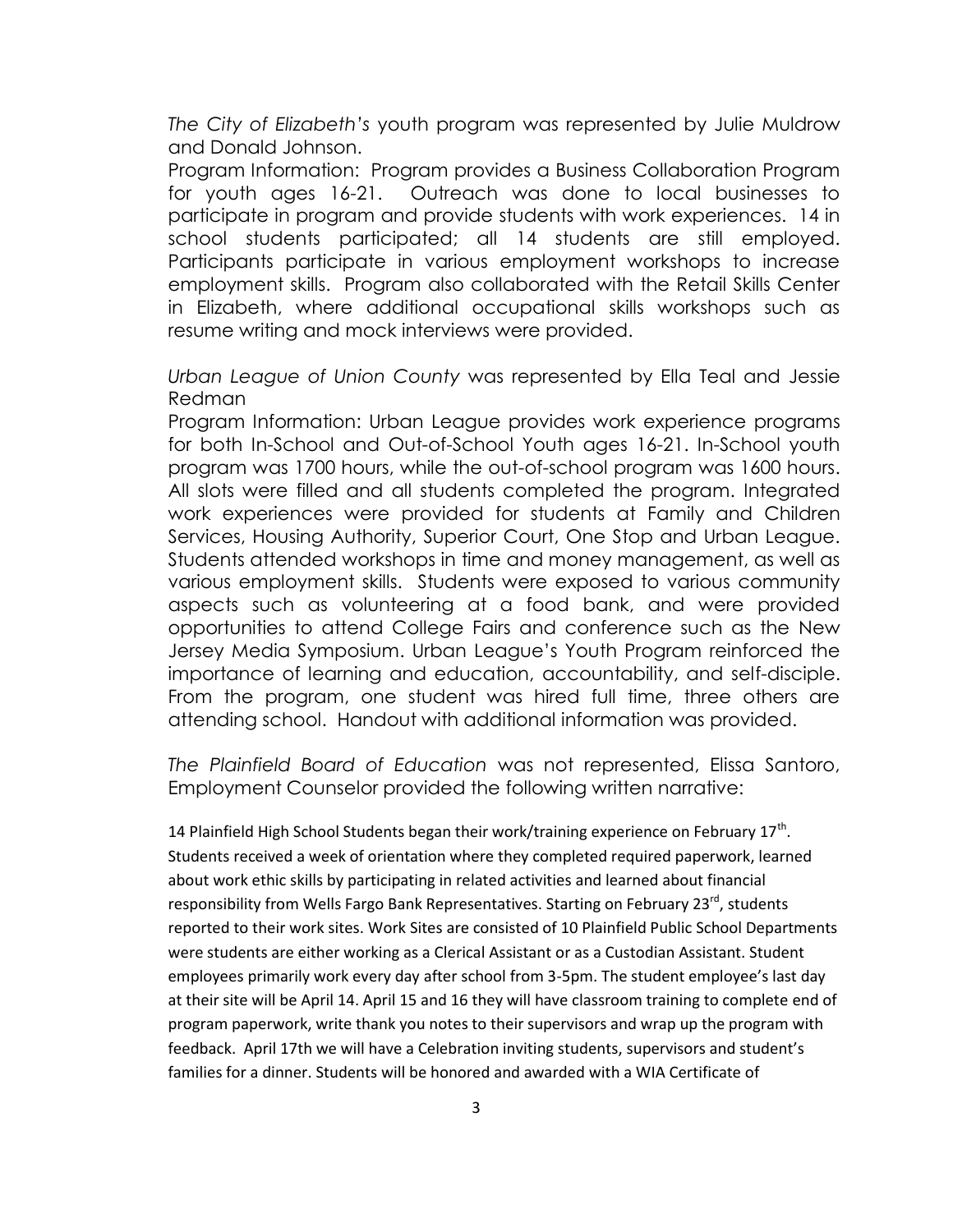*The City of Elizabeth's* youth program was represented by Julie Muldrow and Donald Johnson.

Program Information: Program provides a Business Collaboration Program for youth ages 16-21. Outreach was done to local businesses to participate in program and provide students with work experiences. 14 in school students participated; all 14 students are still employed. Participants participate in various employment workshops to increase employment skills. Program also collaborated with the Retail Skills Center in Elizabeth, where additional occupational skills workshops such as resume writing and mock interviews were provided.

*Urban League of Union County* was represented by Ella Teal and Jessie Redman

Program Information: Urban League provides work experience programs for both In-School and Out-of-School Youth ages 16-21. In-School youth program was 1700 hours, while the out-of-school program was 1600 hours. All slots were filled and all students completed the program. Integrated work experiences were provided for students at Family and Children Services, Housing Authority, Superior Court, One Stop and Urban League. Students attended workshops in time and money management, as well as various employment skills. Students were exposed to various community aspects such as volunteering at a food bank, and were provided opportunities to attend College Fairs and conference such as the New Jersey Media Symposium. Urban League's Youth Program reinforced the importance of learning and education, accountability, and self-disciple. From the program, one student was hired full time, three others are attending school. Handout with additional information was provided.

*The Plainfield Board of Education* was not represented, Elissa Santoro, Employment Counselor provided the following written narrative:

14 Plainfield High School Students began their work/training experience on February 17th. Students received a week of orientation where they completed required paperwork, learned about work ethic skills by participating in related activities and learned about financial responsibility from Wells Fargo Bank Representatives. Starting on February 23rd, students reported to their work sites. Work Sites are consisted of 10 Plainfield Public School Departments were students are either working as a Clerical Assistant or as a Custodian Assistant. Student employees primarily work every day after school from 3-5pm. The student employee's last day at their site will be April 14. April 15 and 16 they will have classroom training to complete end of program paperwork, write thank you notes to their supervisors and wrap up the program with feedback. April 17th we will have a Celebration inviting students, supervisors and student's families for a dinner. Students will be honored and awarded with a WIA Certificate of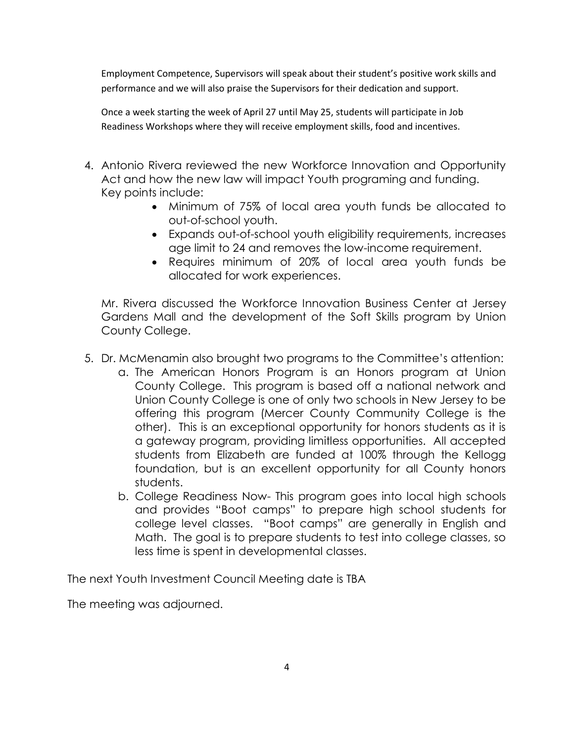Employment Competence, Supervisors will speak about their student's positive work skills and performance and we will also praise the Supervisors for their dedication and support.

Once a week starting the week of April 27 until May 25, students will participate in Job Readiness Workshops where they will receive employment skills, food and incentives.

4. Antonio Rivera reviewed the new Workforce Innovation and Opportunity Act and how the new law will impact Youth programing and funding. Key points include:
    - Minimum of 75% of local area youth funds be allocated to out-of-school youth.
    - Expands out-of-school youth eligibility requirements, increases age limit to 24 and removes the low-income requirement.
    - Requires minimum of 20% of local area youth funds be allocated for work experiences.

    Mr. Rivera discussed the Workforce Innovation Business Center at Jersey Gardens Mall and the development of the Soft Skills program by Union County College.

5. Dr. McMenamin also brought two programs to the Committee's attention:
    a. The American Honors Program is an Honors program at Union County College. This program is based off a national network and Union County College is one of only two schools in New Jersey to be offering this program (Mercer County Community College is the other). This is an exceptional opportunity for honors students as it is a gateway program, providing limitless opportunities. All accepted students from Elizabeth are funded at 100% through the Kellogg foundation, but is an excellent opportunity for all County honors students.
    b. College Readiness Now- This program goes into local high schools and provides "Boot camps" to prepare high school students for college level classes. "Boot camps" are generally in English and Math. The goal is to prepare students to test into college classes, so less time is spent in developmental classes.

The next Youth Investment Council Meeting date is TBA

The meeting was adjourned.